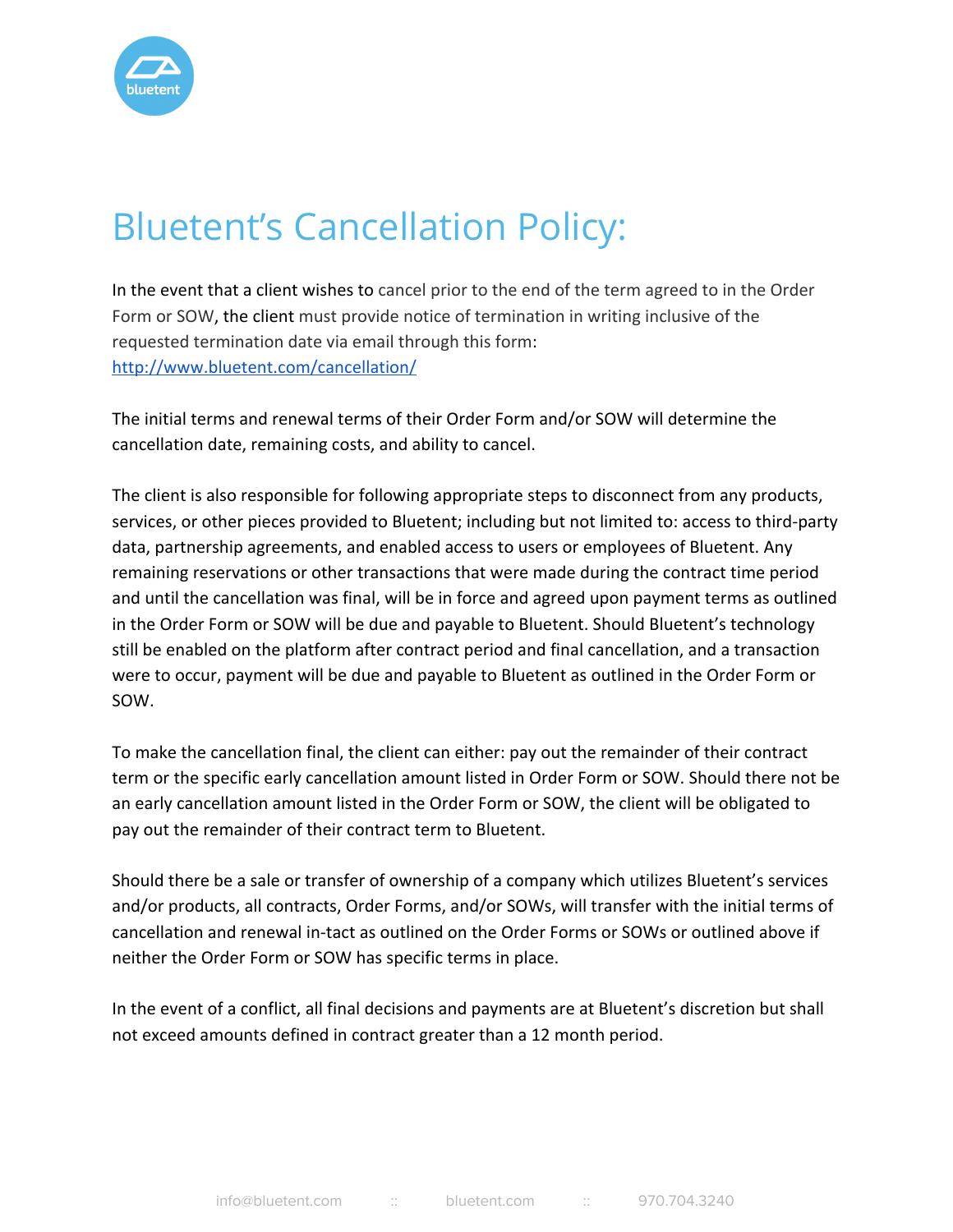# Bluetent's Cancellation Policy:

In the event that a client wishes to cancel prior to the end of the term agreed to in the Order Form or SOW, the client must provide notice of termination in writing inclusive of the requested termination date via email through this form: [http://www.bluetent.com/cancellation/](http://www.bluetent.com/cancellation/)

The initial terms and renewal terms of their Order Form and/or SOW will determine the cancellation date, remaining costs, and ability to cancel.

The client is also responsible for following appropriate steps to disconnect from any products, services, or other pieces provided to Bluetent; including but not limited to: access to third-party data, partnership agreements, and enabled access to users or employees of Bluetent. Any remaining reservations or other transactions that were made during the contract time period and until the cancellation was final, will be in force and agreed upon payment terms as outlined in the Order Form or SOW will be due and payable to Bluetent. Should Bluetent's technology still be enabled on the platform after contract period and final cancellation, and a transaction were to occur, payment will be due and payable to Bluetent as outlined in the Order Form or SOW.

To make the cancellation final, the client can either: pay out the remainder of their contract term or the specific early cancellation amount listed in Order Form or SOW. Should there not be an early cancellation amount listed in the Order Form or SOW, the client will be obligated to pay out the remainder of their contract term to Bluetent.

Should there be a sale or transfer of ownership of a company which utilizes Bluetent's services and/or products, all contracts, Order Forms, and/or SOWs, will transfer with the initial terms of cancellation and renewal in-tact as outlined on the Order Forms or SOWs or outlined above if neither the Order Form or SOW has specific terms in place.

In the event of a conflict, all final decisions and payments are at Bluetent's discretion but shall not exceed amounts defined in contract greater than a 12 month period.